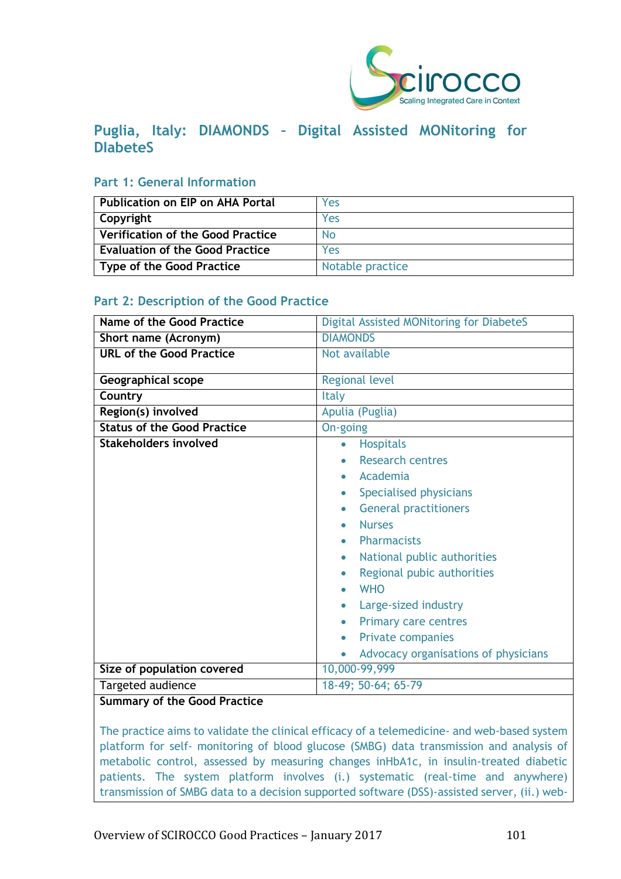# Puglia, Italy: DIAMONDS - Digital Assisted MONitoring for DIabeteS

## Part 1: General Information

| Publication on EIP on AHA Portal | Yes |
|---|---|
| Copyright | Yes |
| Verification of the Good Practice | No |
| Evaluation of the Good Practice | Yes |
| Type of the Good Practice | Notable practice |

## Part 2: Description of the Good Practice

| Name of the Good Practice | Digital Assisted MONitoring for DiabeteS |
|---|---|
| Short name (Acronym) | DIAMONDS |
| URL of the Good Practice | Not available |
| Geographical scope | Regional level |
| Country | Italy |
| Region(s) involved | Apulia (Puglia) |
| Status of the Good Practice | On-going |
| Stakeholders involved | • Hospitals<br>• Research centres<br>• Academia<br>• Specialised physicians<br>• General practitioners<br>• Nurses<br>• Pharmacists<br>• National public authorities<br>• Regional pubic authorities<br>• WHO<br>• Large-sized industry<br>• Primary care centres<br>• Private companies<br>• Advocacy organisations of physicians |
| Size of population covered | 10,000-99,999 |
| Targeted audience | 18-49; 50-64; 65-79 |

**Summary of the Good Practice**

The practice aims to validate the clinical efficacy of a telemedicine- and web-based system platform for self- monitoring of blood glucose (SMBG) data transmission and analysis of metabolic control, assessed by measuring changes inHbA1c, in insulin-treated diabetic patients. The system platform involves (i.) systematic (real-time and anywhere) transmission of SMBG data to a decision supported software (DSS)-assisted server, (ii.) web-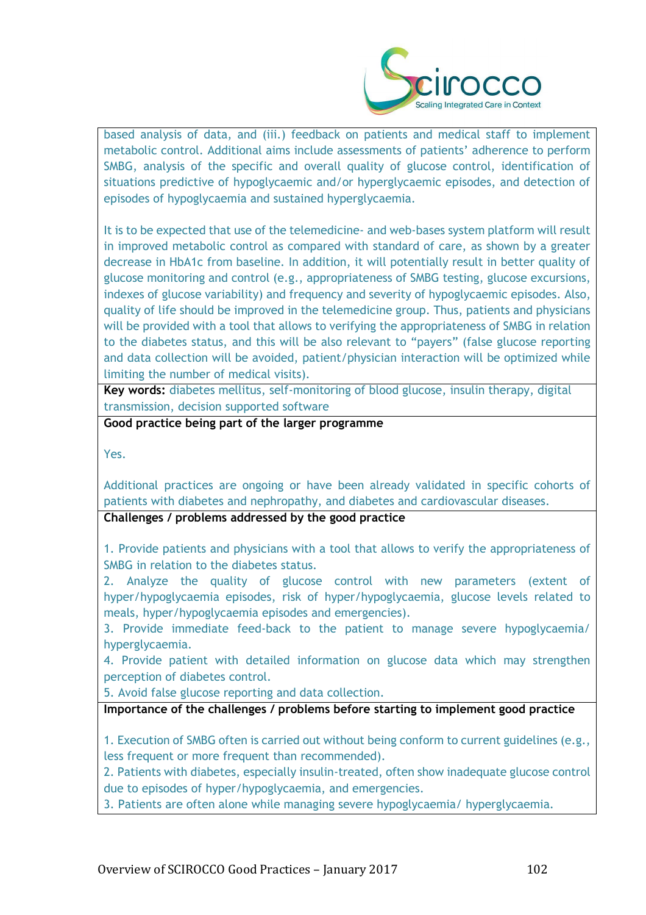based analysis of data, and (iii.) feedback on patients and medical staff to implement metabolic control. Additional aims include assessments of patients' adherence to perform SMBG, analysis of the specific and overall quality of glucose control, identification of situations predictive of hypoglycaemic and/or hyperglycaemic episodes, and detection of episodes of hypoglycaemia and sustained hyperglycaemia.

It is to be expected that use of the telemedicine- and web-bases system platform will result in improved metabolic control as compared with standard of care, as shown by a greater decrease in HbA1c from baseline. In addition, it will potentially result in better quality of glucose monitoring and control (e.g., appropriateness of SMBG testing, glucose excursions, indexes of glucose variability) and frequency and severity of hypoglycaemic episodes. Also, quality of life should be improved in the telemedicine group. Thus, patients and physicians will be provided with a tool that allows to verifying the appropriateness of SMBG in relation to the diabetes status, and this will be also relevant to "payers" (false glucose reporting and data collection will be avoided, patient/physician interaction will be optimized while limiting the number of medical visits).

**Key words:** diabetes mellitus, self-monitoring of blood glucose, insulin therapy, digital transmission, decision supported software

**Good practice being part of the larger programme**

Yes.

Additional practices are ongoing or have been already validated in specific cohorts of patients with diabetes and nephropathy, and diabetes and cardiovascular diseases.

**Challenges / problems addressed by the good practice**

1. Provide patients and physicians with a tool that allows to verify the appropriateness of SMBG in relation to the diabetes status.
2. Analyze the quality of glucose control with new parameters (extent of hyper/hypoglycaemia episodes, risk of hyper/hypoglycaemia, glucose levels related to meals, hyper/hypoglycaemia episodes and emergencies).
3. Provide immediate feed-back to the patient to manage severe hypoglycaemia/ hyperglycaemia.
4. Provide patient with detailed information on glucose data which may strengthen perception of diabetes control.
5. Avoid false glucose reporting and data collection.

**Importance of the challenges / problems before starting to implement good practice**

1. Execution of SMBG often is carried out without being conform to current guidelines (e.g., less frequent or more frequent than recommended).
2. Patients with diabetes, especially insulin-treated, often show inadequate glucose control due to episodes of hyper/hypoglycaemia, and emergencies.
3. Patients are often alone while managing severe hypoglycaemia/ hyperglycaemia.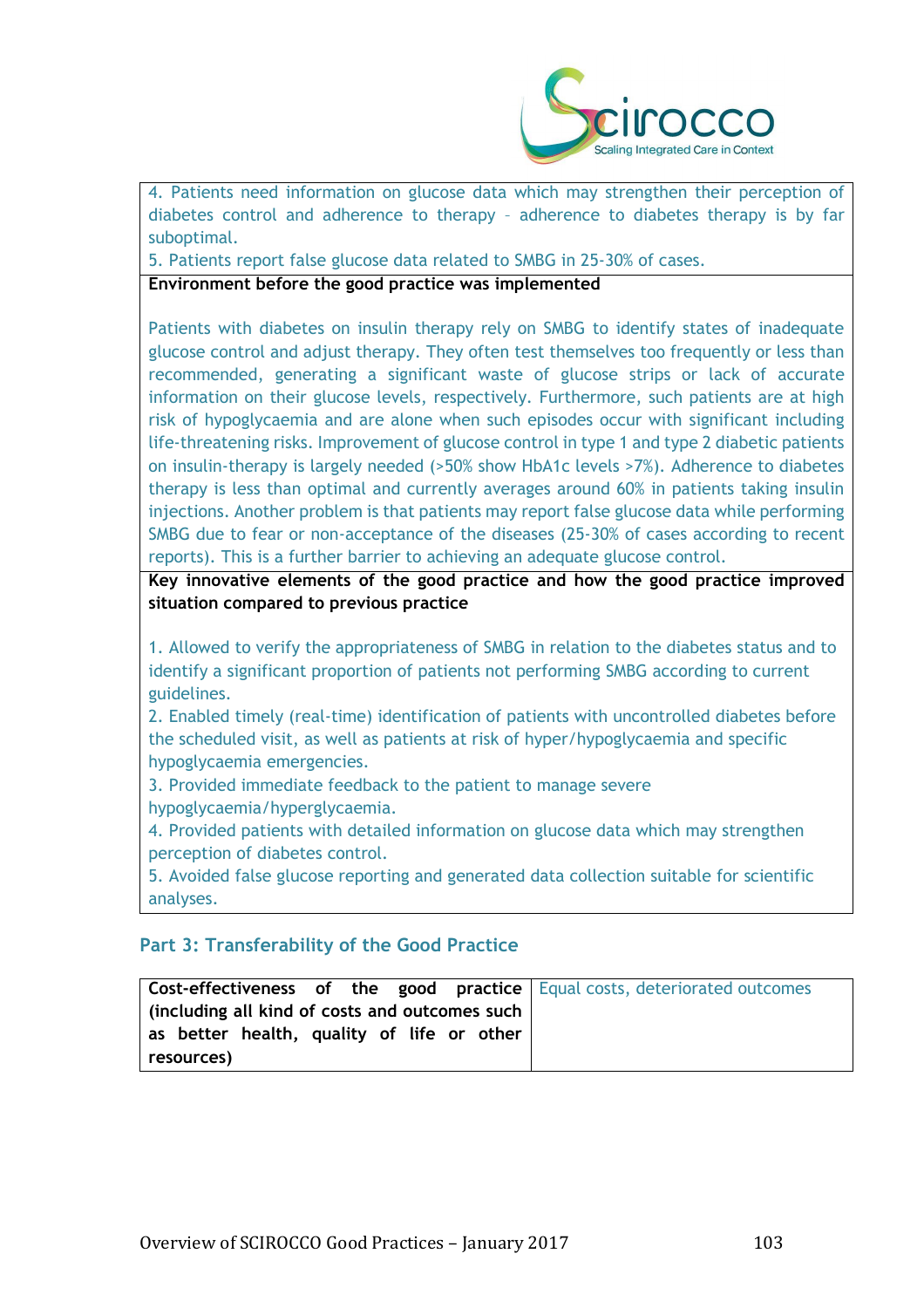4. Patients need information on glucose data which may strengthen their perception of diabetes control and adherence to therapy – adherence to diabetes therapy is by far suboptimal.
5. Patients report false glucose data related to SMBG in 25-30% of cases.

**Environment before the good practice was implemented**

Patients with diabetes on insulin therapy rely on SMBG to identify states of inadequate glucose control and adjust therapy. They often test themselves too frequently or less than recommended, generating a significant waste of glucose strips or lack of accurate information on their glucose levels, respectively. Furthermore, such patients are at high risk of hypoglycaemia and are alone when such episodes occur with significant including life-threatening risks. Improvement of glucose control in type 1 and type 2 diabetic patients on insulin-therapy is largely needed (>50% show HbA1c levels >7%). Adherence to diabetes therapy is less than optimal and currently averages around 60% in patients taking insulin injections. Another problem is that patients may report false glucose data while performing SMBG due to fear or non-acceptance of the diseases (25-30% of cases according to recent reports). This is a further barrier to achieving an adequate glucose control.

**Key innovative elements of the good practice and how the good practice improved situation compared to previous practice**

1. Allowed to verify the appropriateness of SMBG in relation to the diabetes status and to identify a significant proportion of patients not performing SMBG according to current guidelines.
2. Enabled timely (real-time) identification of patients with uncontrolled diabetes before the scheduled visit, as well as patients at risk of hyper/hypoglycaemia and specific hypoglycaemia emergencies.
3. Provided immediate feedback to the patient to manage severe hypoglycaemia/hyperglycaemia.
4. Provided patients with detailed information on glucose data which may strengthen perception of diabetes control.
5. Avoided false glucose reporting and generated data collection suitable for scientific analyses.

## Part 3: Transferability of the Good Practice

| **Cost-effectiveness of the good practice (including all kind of costs and outcomes such as better health, quality of life or other resources)** | Equal costs, deteriorated outcomes |
|---|---|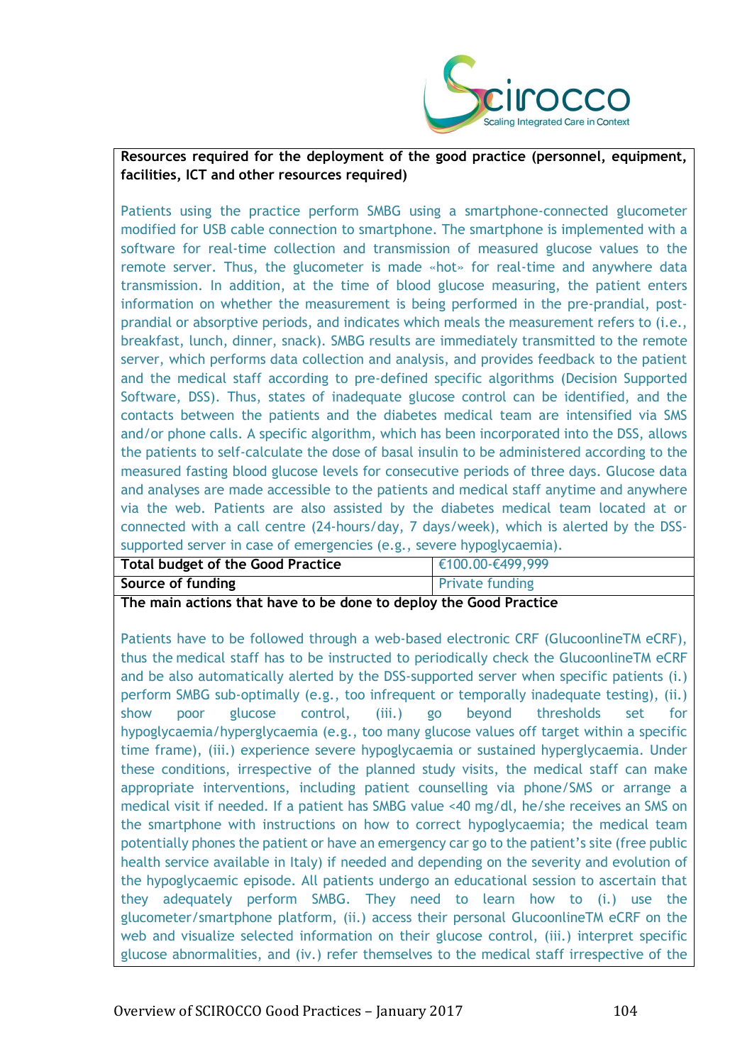**Resources required for the deployment of the good practice (personnel, equipment, facilities, ICT and other resources required)**

Patients using the practice perform SMBG using a smartphone-connected glucometer modified for USB cable connection to smartphone. The smartphone is implemented with a software for real-time collection and transmission of measured glucose values to the remote server. Thus, the glucometer is made «hot» for real-time and anywhere data transmission. In addition, at the time of blood glucose measuring, the patient enters information on whether the measurement is being performed in the pre-prandial, post-prandial or absorptive periods, and indicates which meals the measurement refers to (i.e., breakfast, lunch, dinner, snack). SMBG results are immediately transmitted to the remote server, which performs data collection and analysis, and provides feedback to the patient and the medical staff according to pre-defined specific algorithms (Decision Supported Software, DSS). Thus, states of inadequate glucose control can be identified, and the contacts between the patients and the diabetes medical team are intensified via SMS and/or phone calls. A specific algorithm, which has been incorporated into the DSS, allows the patients to self-calculate the dose of basal insulin to be administered according to the measured fasting blood glucose levels for consecutive periods of three days. Glucose data and analyses are made accessible to the patients and medical staff anytime and anywhere via the web. Patients are also assisted by the diabetes medical team located at or connected with a call centre (24-hours/day, 7 days/week), which is alerted by the DSS-supported server in case of emergencies (e.g., severe hypoglycaemia).

| **Total budget of the Good Practice** | €100.00-€499,999 |
|---|---|
| **Source of funding** | Private funding |

**The main actions that have to be done to deploy the Good Practice**

Patients have to be followed through a web-based electronic CRF (GlucoonlineTM eCRF), thus the medical staff has to be instructed to periodically check the GlucoonlineTM eCRF and be also automatically alerted by the DSS-supported server when specific patients (i.) perform SMBG sub-optimally (e.g., too infrequent or temporally inadequate testing), (ii.) show poor glucose control, (iii.) go beyond thresholds set for hypoglycaemia/hyperglycaemia (e.g., too many glucose values off target within a specific time frame), (iii.) experience severe hypoglycaemia or sustained hyperglycaemia. Under these conditions, irrespective of the planned study visits, the medical staff can make appropriate interventions, including patient counselling via phone/SMS or arrange a medical visit if needed. If a patient has SMBG value <40 mg/dl, he/she receives an SMS on the smartphone with instructions on how to correct hypoglycaemia; the medical team potentially phones the patient or have an emergency car go to the patient's site (free public health service available in Italy) if needed and depending on the severity and evolution of the hypoglycaemic episode. All patients undergo an educational session to ascertain that they adequately perform SMBG. They need to learn how to (i.) use the glucometer/smartphone platform, (ii.) access their personal GlucoonlineTM eCRF on the web and visualize selected information on their glucose control, (iii.) interpret specific glucose abnormalities, and (iv.) refer themselves to the medical staff irrespective of the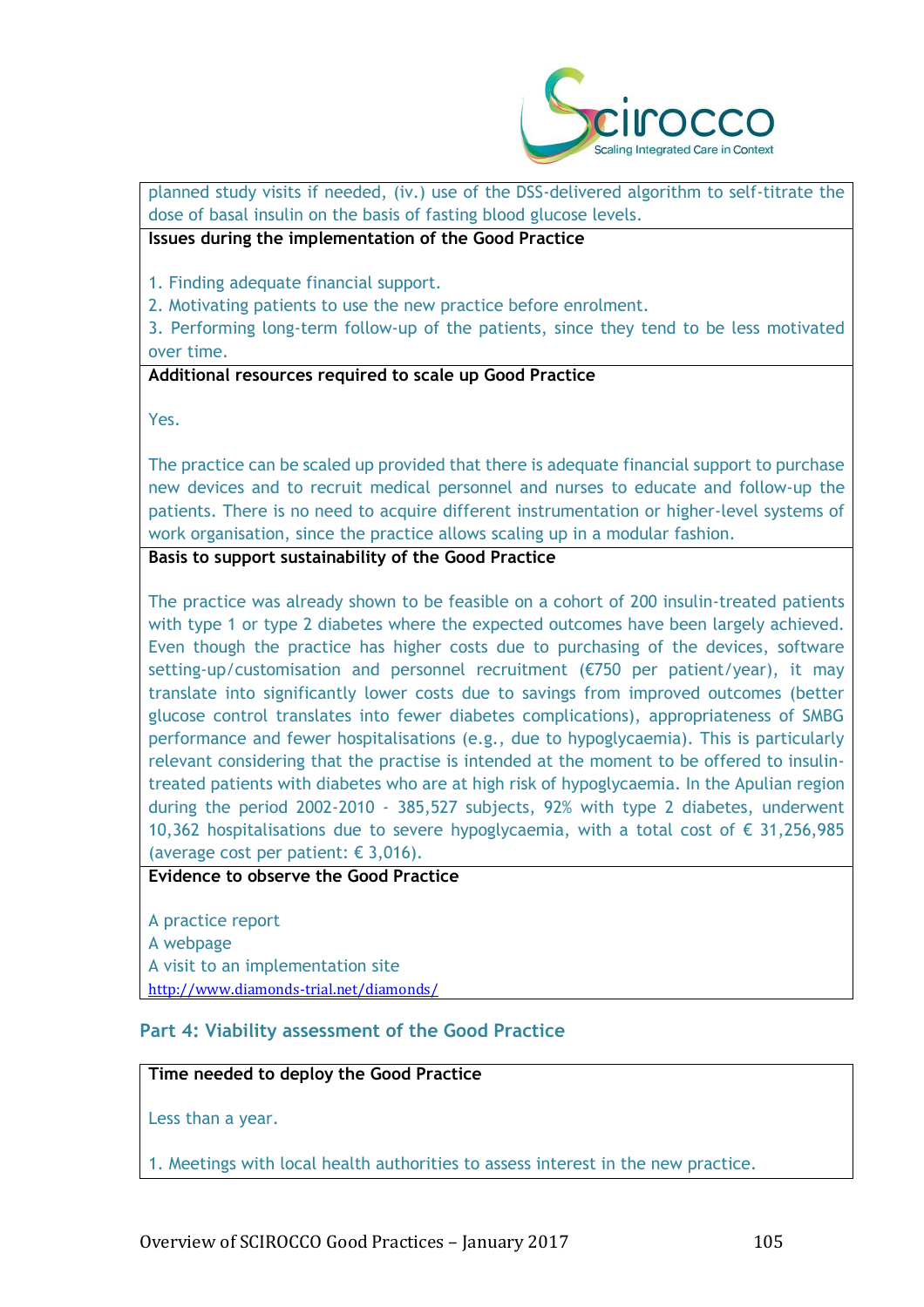planned study visits if needed, (iv.) use of the DSS-delivered algorithm to self-titrate the dose of basal insulin on the basis of fasting blood glucose levels.

**Issues during the implementation of the Good Practice**

1. Finding adequate financial support.
2. Motivating patients to use the new practice before enrolment.
3. Performing long-term follow-up of the patients, since they tend to be less motivated over time.

**Additional resources required to scale up Good Practice**

Yes.

The practice can be scaled up provided that there is adequate financial support to purchase new devices and to recruit medical personnel and nurses to educate and follow-up the patients. There is no need to acquire different instrumentation or higher-level systems of work organisation, since the practice allows scaling up in a modular fashion.

**Basis to support sustainability of the Good Practice**

The practice was already shown to be feasible on a cohort of 200 insulin-treated patients with type 1 or type 2 diabetes where the expected outcomes have been largely achieved. Even though the practice has higher costs due to purchasing of the devices, software setting-up/customisation and personnel recruitment (€750 per patient/year), it may translate into significantly lower costs due to savings from improved outcomes (better glucose control translates into fewer diabetes complications), appropriateness of SMBG performance and fewer hospitalisations (e.g., due to hypoglycaemia). This is particularly relevant considering that the practise is intended at the moment to be offered to insulin-treated patients with diabetes who are at high risk of hypoglycaemia. In the Apulian region during the period 2002-2010 - 385,527 subjects, 92% with type 2 diabetes, underwent 10,362 hospitalisations due to severe hypoglycaemia, with a total cost of € 31,256,985 (average cost per patient: € 3,016).

**Evidence to observe the Good Practice**

A practice report
A webpage
A visit to an implementation site
http://www.diamonds-trial.net/diamonds/

## Part 4: Viability assessment of the Good Practice

**Time needed to deploy the Good Practice**

Less than a year.

1. Meetings with local health authorities to assess interest in the new practice.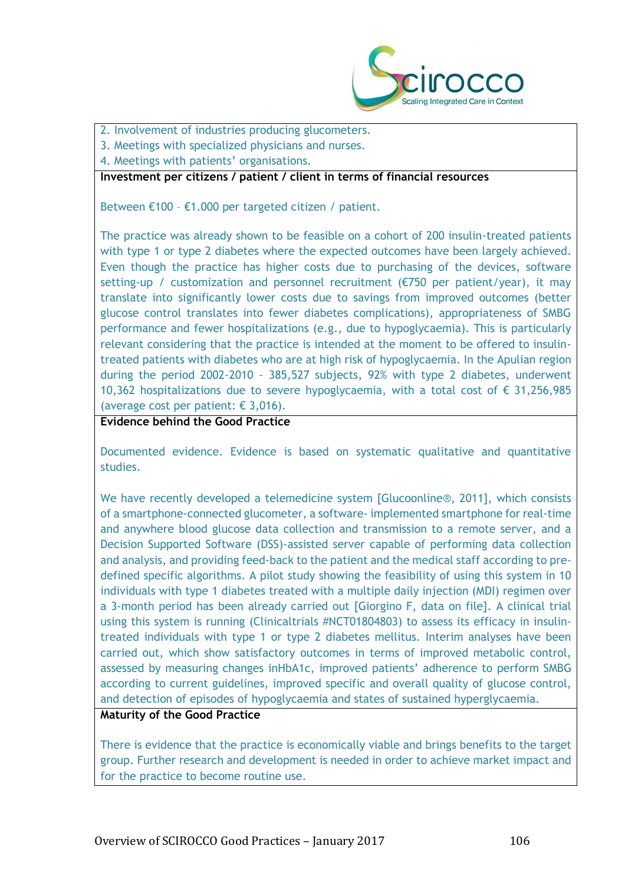2. Involvement of industries producing glucometers.
3. Meetings with specialized physicians and nurses.
4. Meetings with patients' organisations.

**Investment per citizens / patient / client in terms of financial resources**

Between €100 – €1.000 per targeted citizen / patient.

The practice was already shown to be feasible on a cohort of 200 insulin-treated patients with type 1 or type 2 diabetes where the expected outcomes have been largely achieved. Even though the practice has higher costs due to purchasing of the devices, software setting-up / customization and personnel recruitment (€750 per patient/year), it may translate into significantly lower costs due to savings from improved outcomes (better glucose control translates into fewer diabetes complications), appropriateness of SMBG performance and fewer hospitalizations (e.g., due to hypoglycaemia). This is particularly relevant considering that the practice is intended at the moment to be offered to insulin-treated patients with diabetes who are at high risk of hypoglycaemia. In the Apulian region during the period 2002-2010 - 385,527 subjects, 92% with type 2 diabetes, underwent 10,362 hospitalizations due to severe hypoglycaemia, with a total cost of € 31,256,985 (average cost per patient: € 3,016).

**Evidence behind the Good Practice**

Documented evidence. Evidence is based on systematic qualitative and quantitative studies.

We have recently developed a telemedicine system [Glucoonline®, 2011], which consists of a smartphone-connected glucometer, a software- implemented smartphone for real-time and anywhere blood glucose data collection and transmission to a remote server, and a Decision Supported Software (DSS)-assisted server capable of performing data collection and analysis, and providing feed-back to the patient and the medical staff according to pre-defined specific algorithms. A pilot study showing the feasibility of using this system in 10 individuals with type 1 diabetes treated with a multiple daily injection (MDI) regimen over a 3-month period has been already carried out [Giorgino F, data on file]. A clinical trial using this system is running (Clinicaltrials #NCT01804803) to assess its efficacy in insulin-treated individuals with type 1 or type 2 diabetes mellitus. Interim analyses have been carried out, which show satisfactory outcomes in terms of improved metabolic control, assessed by measuring changes inHbA1c, improved patients' adherence to perform SMBG according to current guidelines, improved specific and overall quality of glucose control, and detection of episodes of hypoglycaemia and states of sustained hyperglycaemia.

**Maturity of the Good Practice**

There is evidence that the practice is economically viable and brings benefits to the target group. Further research and development is needed in order to achieve market impact and for the practice to become routine use.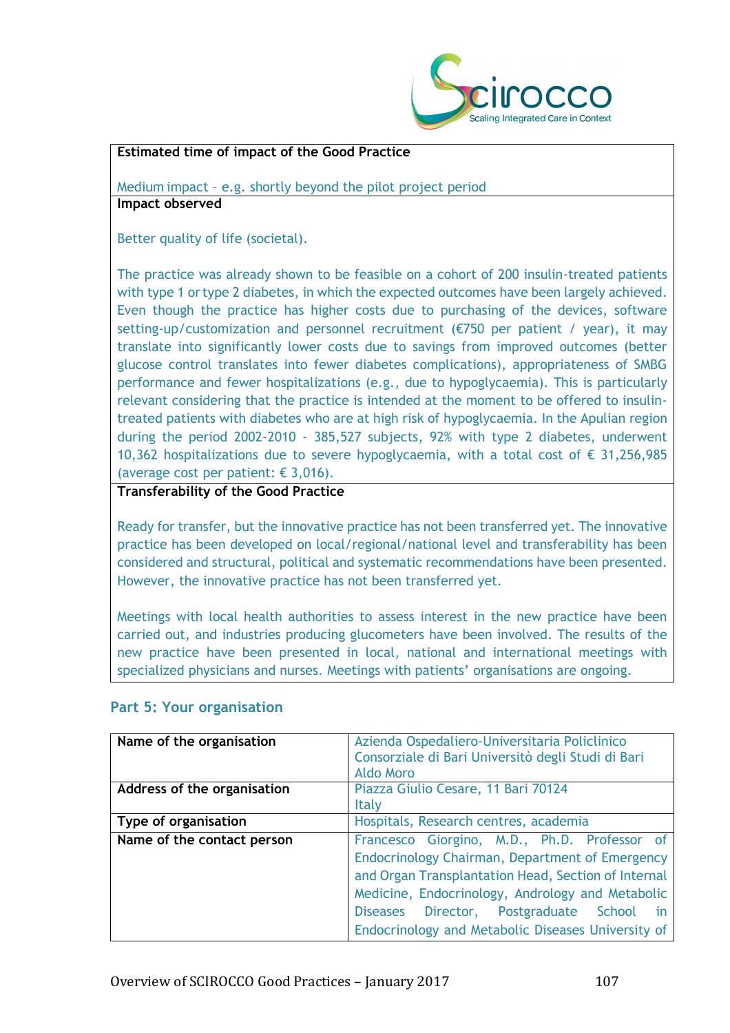| **Estimated time of impact of the Good Practice** |
|---|
| Medium impact – e.g. shortly beyond the pilot project period |
| **Impact observed** |
| Better quality of life (societal).<br><br>The practice was already shown to be feasible on a cohort of 200 insulin-treated patients with type 1 or type 2 diabetes, in which the expected outcomes have been largely achieved. Even though the practice has higher costs due to purchasing of the devices, software setting-up/customization and personnel recruitment (€750 per patient / year), it may translate into significantly lower costs due to savings from improved outcomes (better glucose control translates into fewer diabetes complications), appropriateness of SMBG performance and fewer hospitalizations (e.g., due to hypoglycaemia). This is particularly relevant considering that the practice is intended at the moment to be offered to insulin-treated patients with diabetes who are at high risk of hypoglycaemia. In the Apulian region during the period 2002-2010 - 385,527 subjects, 92% with type 2 diabetes, underwent 10,362 hospitalizations due to severe hypoglycaemia, with a total cost of € 31,256,985 (average cost per patient: € 3,016). |
| **Transferability of the Good Practice** |
| Ready for transfer, but the innovative practice has not been transferred yet. The innovative practice has been developed on local/regional/national level and transferability has been considered and structural, political and systematic recommendations have been presented. However, the innovative practice has not been transferred yet.<br><br>Meetings with local health authorities to assess interest in the new practice have been carried out, and industries producing glucometers have been involved. The results of the new practice have been presented in local, national and international meetings with specialized physicians and nurses. Meetings with patients' organisations are ongoing. |

## Part 5: Your organisation

| | |
|---|---|
| **Name of the organisation** | Azienda Ospedaliero-Universitaria Policlinico Consorziale di Bari Universitò degli Studi di Bari Aldo Moro |
| **Address of the organisation** | Piazza Giulio Cesare, 11 Bari 70124 Italy |
| **Type of organisation** | Hospitals, Research centres, academia |
| **Name of the contact person** | Francesco Giorgino, M.D., Ph.D. Professor of Endocrinology Chairman, Department of Emergency and Organ Transplantation Head, Section of Internal Medicine, Endocrinology, Andrology and Metabolic Diseases Director, Postgraduate School in Endocrinology and Metabolic Diseases University of |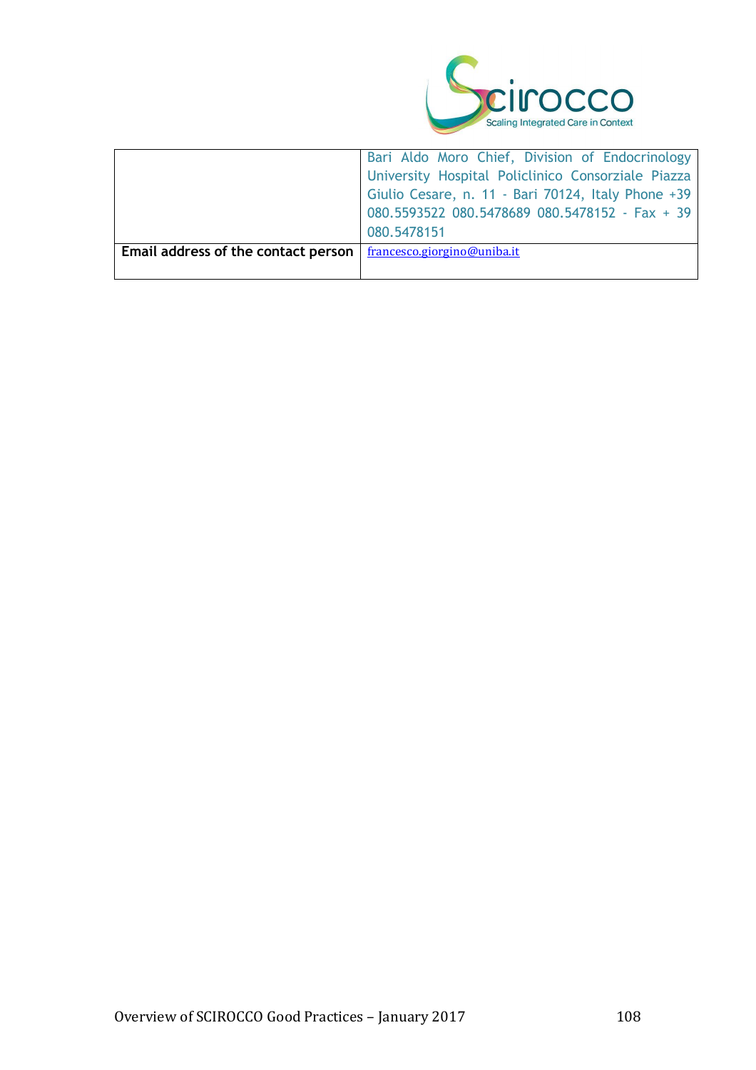| | |
|---|---|
| | Bari Aldo Moro Chief, Division of Endocrinology University Hospital Policlinico Consorziale Piazza Giulio Cesare, n. 11 - Bari 70124, Italy Phone +39 080.5593522 080.5478689 080.5478152 - Fax + 39 080.5478151 |
| **Email address of the contact person** | francesco.giorgino@uniba.it |